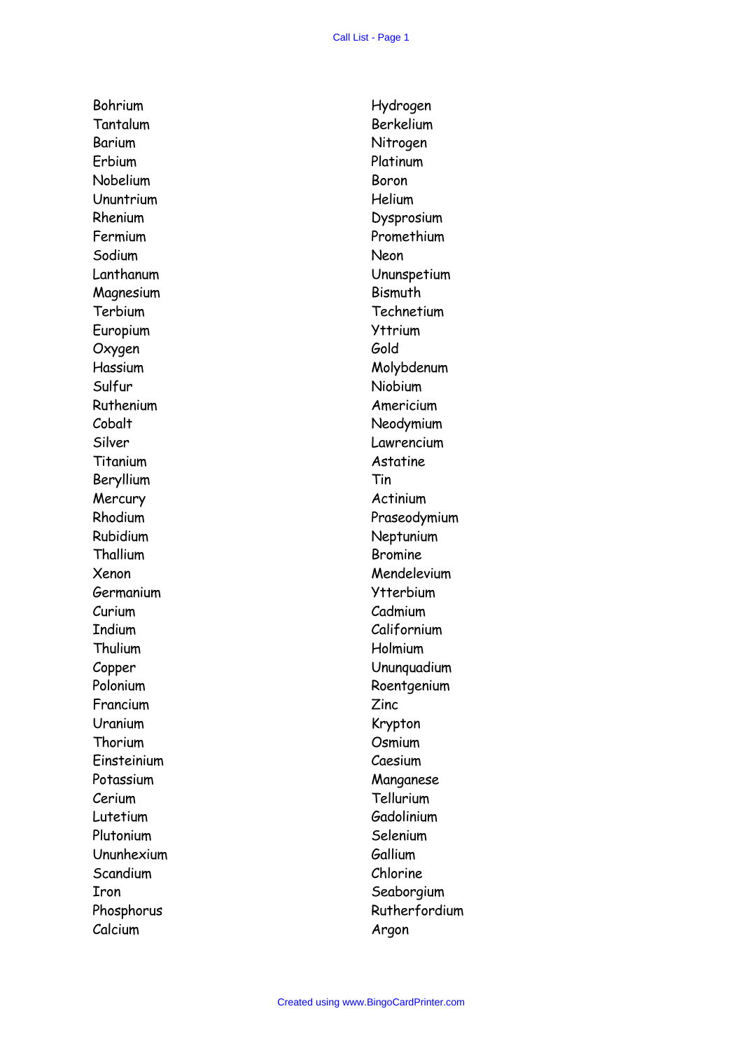Bohrium
Tantalum
Barium
Erbium
Nobelium
Ununtrium
Rhenium
Fermium
Sodium
Lanthanum
Magnesium
Terbium
Europium
Oxygen
Hassium
Sulfur
Ruthenium
Cobalt
Silver
Titanium
Beryllium
Mercury
Rhodium
Rubidium
Thallium
Xenon
Germanium
Curium
Indium
Thulium
Copper
Polonium
Francium
Uranium
Thorium
Einsteinium
Potassium
Cerium
Lutetium
Plutonium
Ununhexium
Scandium
Iron
Phosphorus
Calcium

Hydrogen
Berkelium
Nitrogen
Platinum
Boron
Helium
Dysprosium
Promethium
Neon
Ununspetium
Bismuth
Technetium
Yttrium
Gold
Molybdenum
Niobium
Americium
Neodymium
Lawrencium
Astatine
Tin
Actinium
Praseodymium
Neptunium
Bromine
Mendelevium
Ytterbium
Cadmium
Californium
Holmium
Ununquadium
Roentgenium
Zinc
Krypton
Osmium
Caesium
Manganese
Tellurium
Gadolinium
Selenium
Gallium
Chlorine
Seaborgium
Rutherfordium
Argon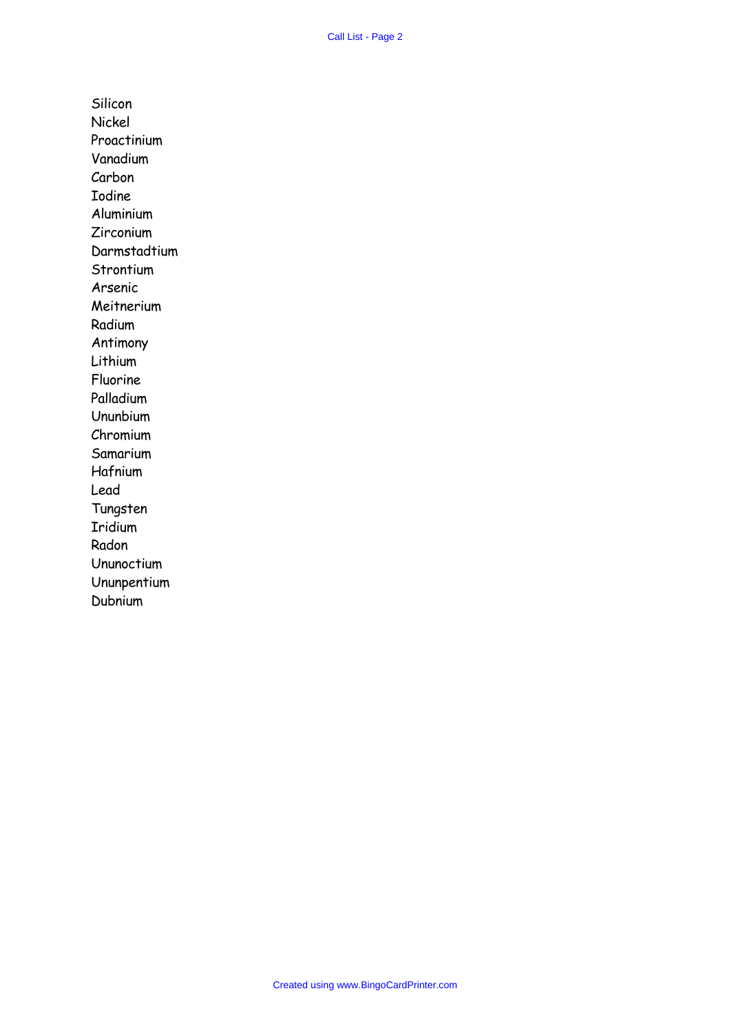Silicon
Nickel
Proactinium
Vanadium
Carbon
Iodine
Aluminium
Zirconium
Darmstadtium
Strontium
Arsenic
Meitnerium
Radium
Antimony
Lithium
Fluorine
Palladium
Ununbium
Chromium
Samarium
Hafnium
Lead
Tungsten
Iridium
Radon
Ununoctium
Ununpentium
Dubnium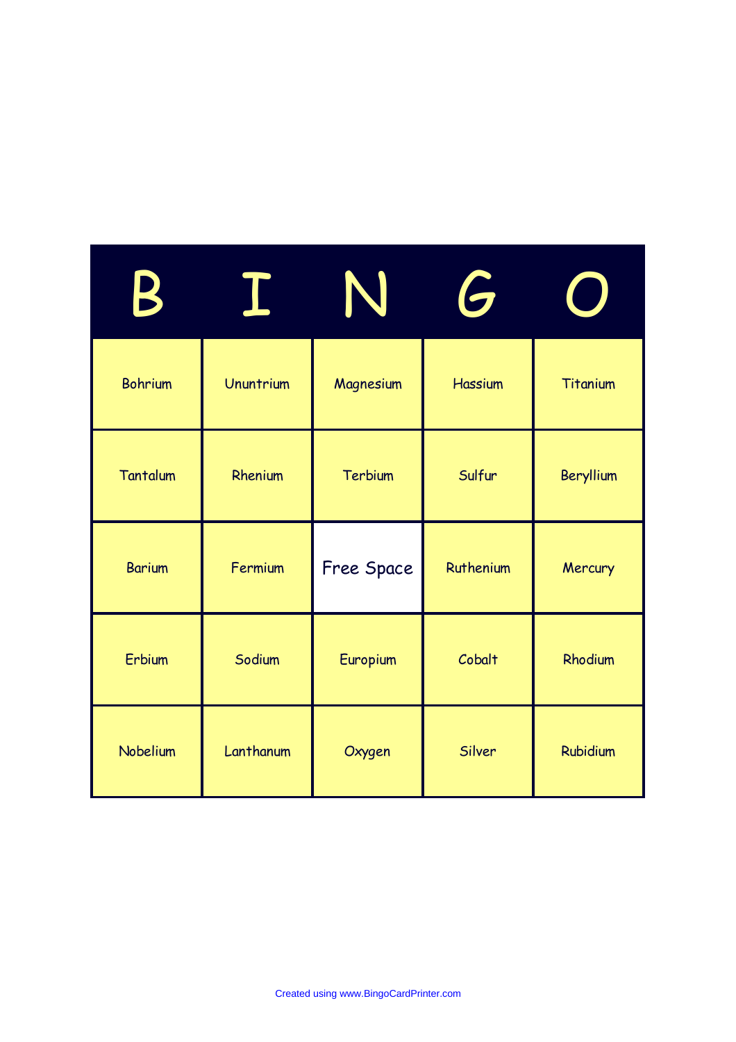| B | I | N | G | O |
| --- | --- | --- | --- | --- |
| Bohrium | Ununtrium | Magnesium | Hassium | Titanium |
| Tantalum | Rhenium | Terbium | Sulfur | Beryllium |
| Barium | Fermium | Free Space | Ruthenium | Mercury |
| Erbium | Sodium | Europium | Cobalt | Rhodium |
| Nobelium | Lanthanum | Oxygen | Silver | Rubidium |

Created using www.BingoCardPrinter.com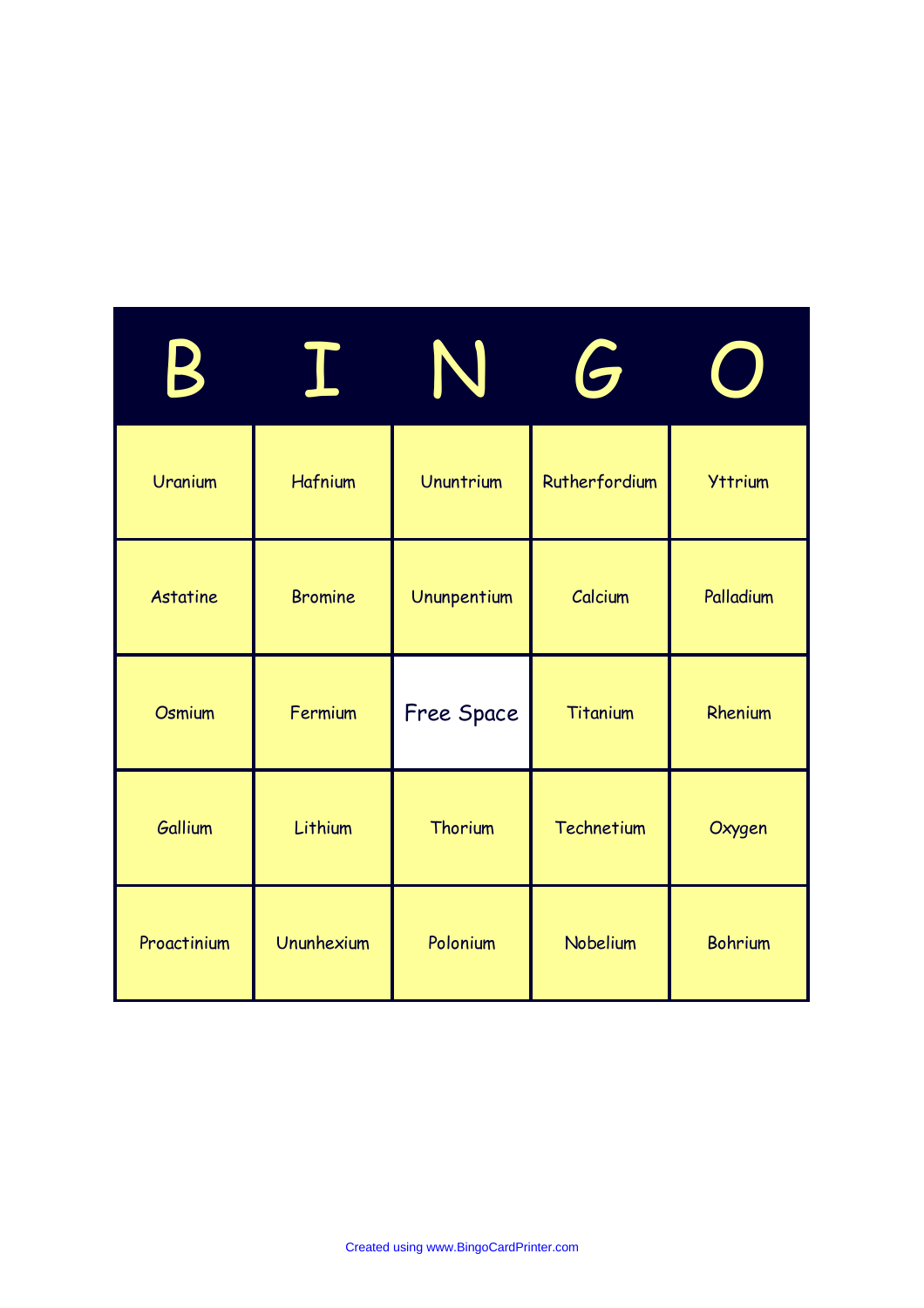| B | I | N | G | O |
|---|---|---|---|---|
| Uranium | Hafnium | Ununtrium | Rutherfordium | Yttrium |
| Astatine | Bromine | Ununpentium | Calcium | Palladium |
| Osmium | Fermium | Free Space | Titanium | Rhenium |
| Gallium | Lithium | Thorium | Technetium | Oxygen |
| Proactinium | Ununhexium | Polonium | Nobelium | Bohrium |

Created using www.BingoCardPrinter.com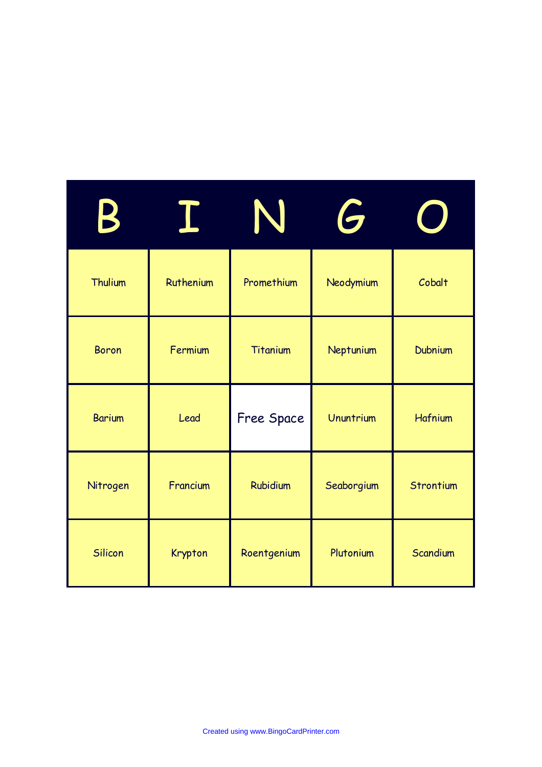| B | I | N | G | O |
| --- | --- | --- | --- | --- |
| Thulium | Ruthenium | Promethium | Neodymium | Cobalt |
| Boron | Fermium | Titanium | Neptunium | Dubnium |
| Barium | Lead | Free Space | Ununtrium | Hafnium |
| Nitrogen | Francium | Rubidium | Seaborgium | Strontium |
| Silicon | Krypton | Roentgenium | Plutonium | Scandium |

Created using www.BingoCardPrinter.com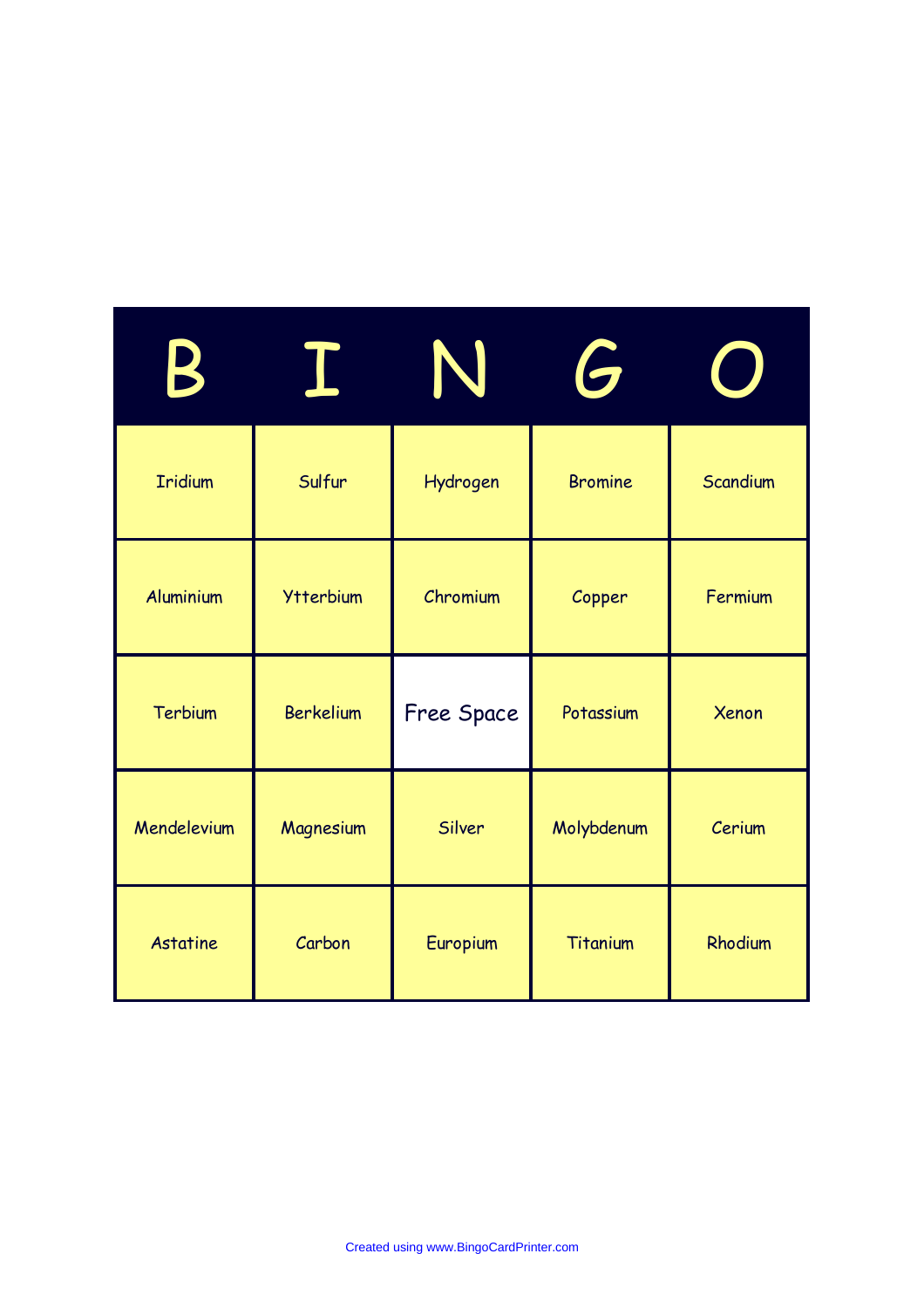| B | I | N | G | O |
|---|---|---|---|---|
| Iridium | Sulfur | Hydrogen | Bromine | Scandium |
| Aluminium | Ytterbium | Chromium | Copper | Fermium |
| Terbium | Berkelium | Free Space | Potassium | Xenon |
| Mendelevium | Magnesium | Silver | Molybdenum | Cerium |
| Astatine | Carbon | Europium | Titanium | Rhodium |

Created using www.BingoCardPrinter.com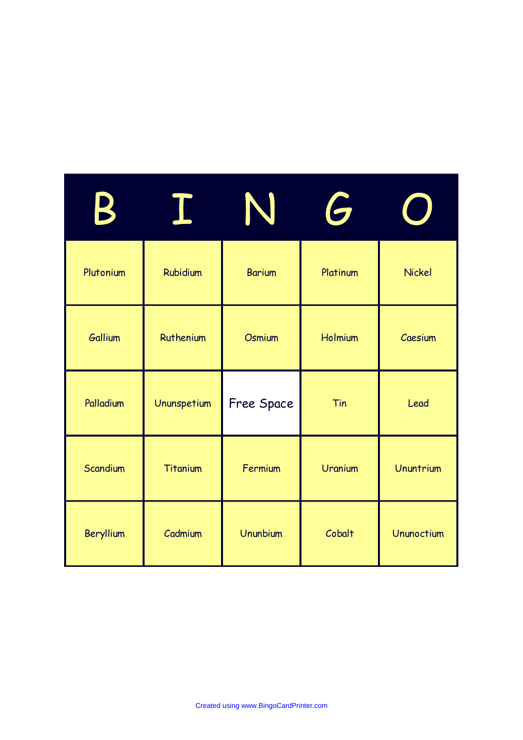| B | I | N | G | O |
|---|---|---|---|---|
| Plutonium | Rubidium | Barium | Platinum | Nickel |
| Gallium | Ruthenium | Osmium | Holmium | Caesium |
| Palladium | Ununspetium | Free Space | Tin | Lead |
| Scandium | Titanium | Fermium | Uranium | Ununtrium |
| Beryllium | Cadmium | Ununbium | Cobalt | Ununoctium |

Created using www.BingoCardPrinter.com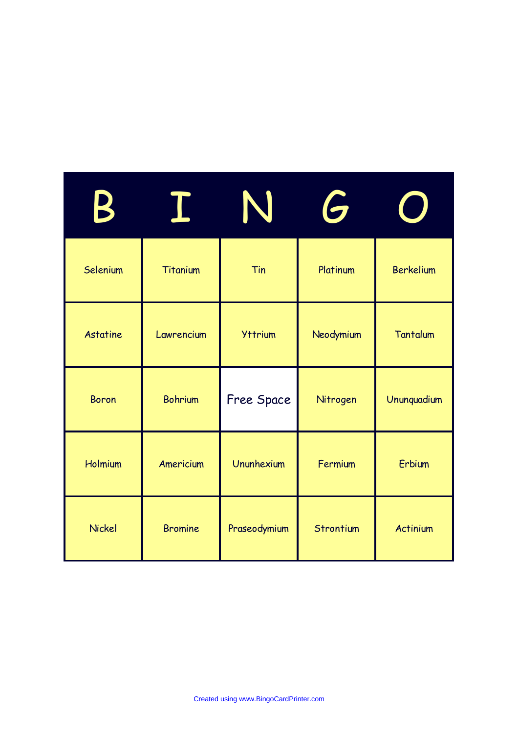| B | I | N | G | O |
| --- | --- | --- | --- | --- |
| Selenium | Titanium | Tin | Platinum | Berkelium |
| Astatine | Lawrencium | Yttrium | Neodymium | Tantalum |
| Boron | Bohrium | Free Space | Nitrogen | Ununquadium |
| Holmium | Americium | Ununhexium | Fermium | Erbium |
| Nickel | Bromine | Praseodymium | Strontium | Actinium |

Created using www.BingoCardPrinter.com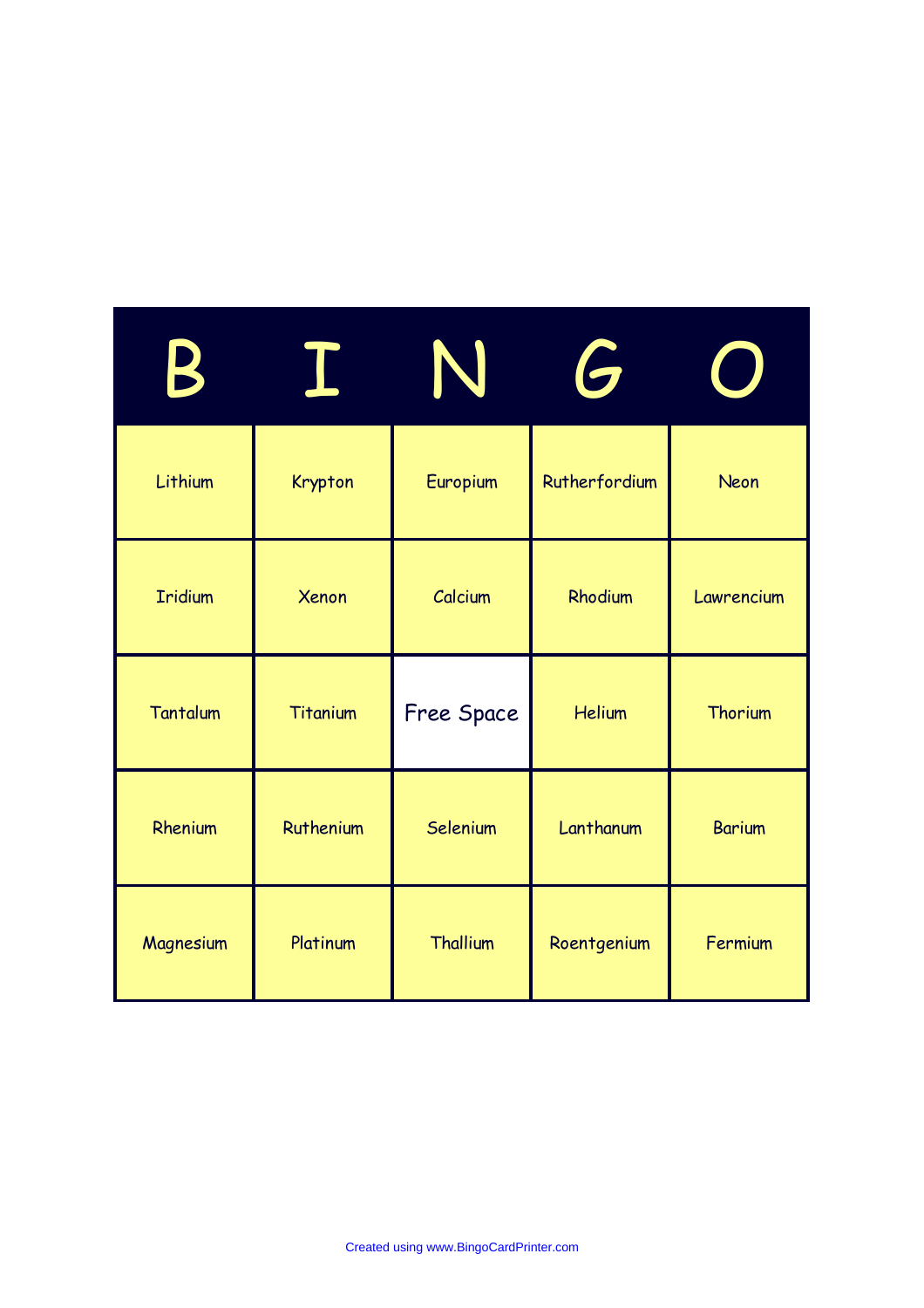| B | I | N | G | O |
| --- | --- | --- | --- | --- |
| Lithium | Krypton | Europium | Rutherfordium | Neon |
| Iridium | Xenon | Calcium | Rhodium | Lawrencium |
| Tantalum | Titanium | Free Space | Helium | Thorium |
| Rhenium | Ruthenium | Selenium | Lanthanum | Barium |
| Magnesium | Platinum | Thallium | Roentgenium | Fermium |

Created using www.BingoCardPrinter.com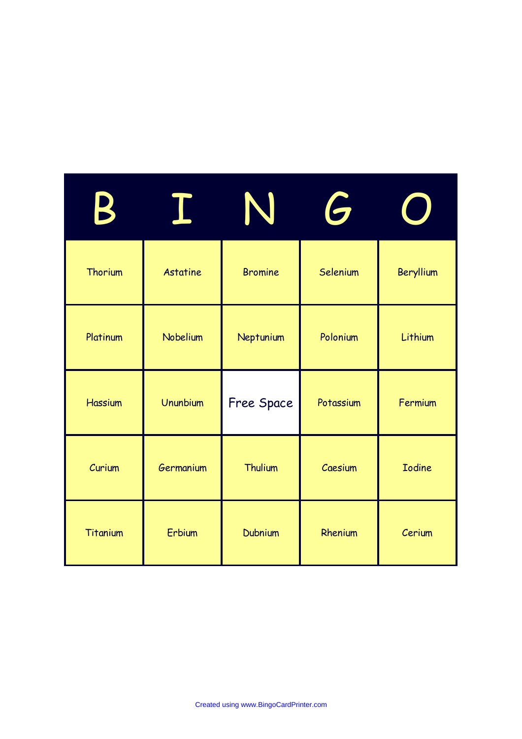| B | I | N | G | O |
|---|---|---|---|---|
| Thorium | Astatine | Bromine | Selenium | Beryllium |
| Platinum | Nobelium | Neptunium | Polonium | Lithium |
| Hassium | Ununbium | Free Space | Potassium | Fermium |
| Curium | Germanium | Thulium | Caesium | Iodine |
| Titanium | Erbium | Dubnium | Rhenium | Cerium |

Created using www.BingoCardPrinter.com